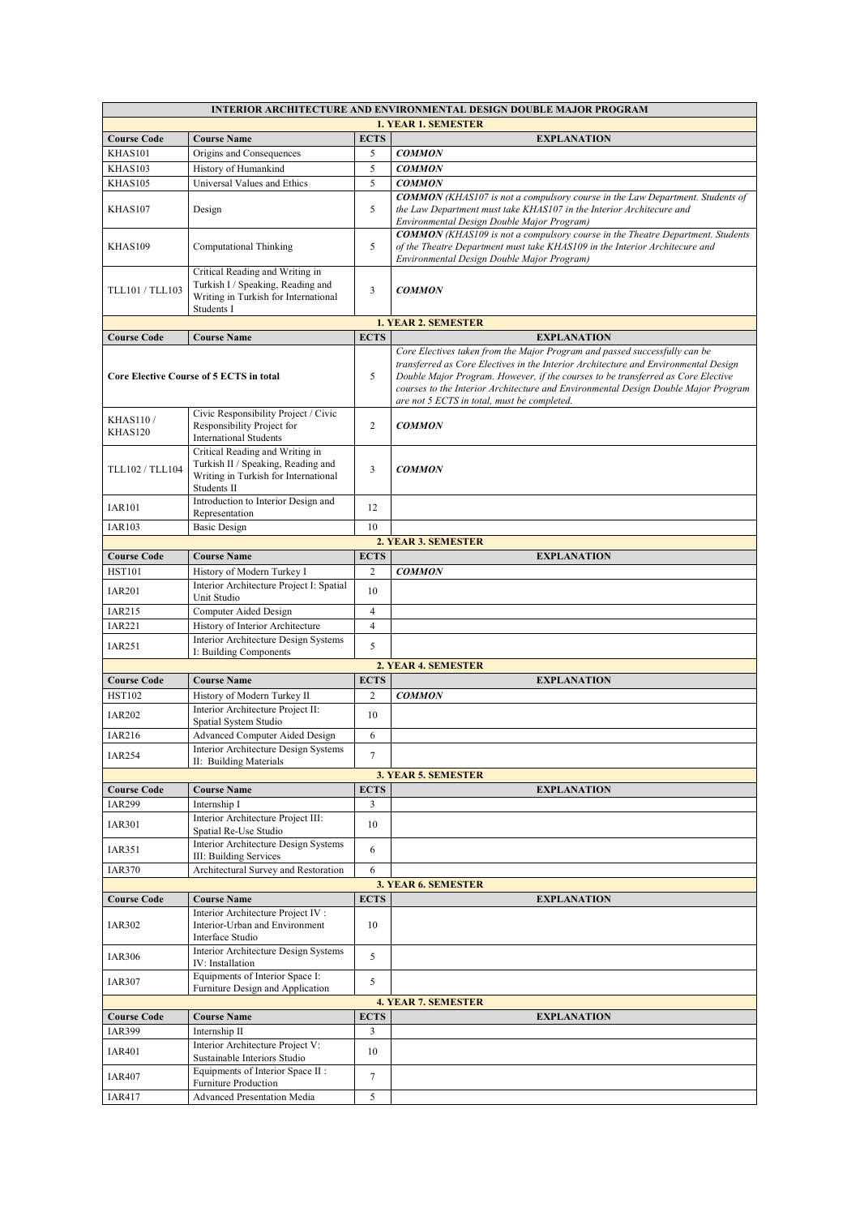| INTERIOR ARCHITECTURE AND ENVIRONMENTAL DESIGN DOUBLE MAJOR PROGRAM | | | |
|---|---|---|---|
| **1. YEAR 1. SEMESTER** | | | |
| **Course Code** | **Course Name** | **ECTS** | **EXPLANATION** |
| KHAS101 | Origins and Consequences | 5 | ***COMMON*** |
| KHAS103 | History of Humankind | 5 | ***COMMON*** |
| KHAS105 | Universal Values and Ethics | 5 | ***COMMON*** |
| KHAS107 | Design | 5 | ***COMMON*** *(KHAS107 is not a compulsory course in the Law Department. Students of the Law Department must take KHAS107 in the Interior Architecure and Environmental Design Double Major Program)* |
| KHAS109 | Computational Thinking | 5 | ***COMMON*** *(KHAS109 is not a compulsory course in the Theatre Department. Students of the Theatre Department must take KHAS109 in the Interior Architecure and Environmental Design Double Major Program)* |
| TLL101 / TLL103 | Critical Reading and Writing in Turkish I / Speaking, Reading and Writing in Turkish for International Students I | 3 | ***COMMON*** |
| **1. YEAR 2. SEMESTER** | | | |
| **Course Code** | **Course Name** | **ECTS** | **EXPLANATION** |
| **Core Elective Course of 5 ECTS in total** | | 5 | *Core Electives taken from the Major Program and passed successfully can be transferred as Core Electives in the Interior Architecture and Environmental Design Double Major Program. However, if the courses to be transferred as Core Elective courses to the Interior Architecture and Environmental Design Double Major Program are not 5 ECTS in total, must be completed.* |
| KHAS110 / KHAS120 | Civic Responsibility Project / Civic Responsibility Project for International Students | 2 | ***COMMON*** |
| TLL102 / TLL104 | Critical Reading and Writing in Turkish II / Speaking, Reading and Writing in Turkish for International Students II | 3 | ***COMMON*** |
| IAR101 | Introduction to Interior Design and Representation | 12 | |
| IAR103 | Basic Design | 10 | |
| **2. YEAR 3. SEMESTER** | | | |
| **Course Code** | **Course Name** | **ECTS** | **EXPLANATION** |
| HST101 | History of Modern Turkey I | 2 | ***COMMON*** |
| IAR201 | Interior Architecture Project I: Spatial Unit Studio | 10 | |
| IAR215 | Computer Aided Design | 4 | |
| IAR221 | History of Interior Architecture | 4 | |
| IAR251 | Interior Architecture Design Systems I: Building Components | 5 | |
| **2. YEAR 4. SEMESTER** | | | |
| **Course Code** | **Course Name** | **ECTS** | **EXPLANATION** |
| HST102 | History of Modern Turkey II | 2 | ***COMMON*** |
| IAR202 | Interior Architecture Project II: Spatial System Studio | 10 | |
| IAR216 | Advanced Computer Aided Design | 6 | |
| IAR254 | Interior Architecture Design Systems II: Building Materials | 7 | |
| **3. YEAR 5. SEMESTER** | | | |
| **Course Code** | **Course Name** | **ECTS** | **EXPLANATION** |
| IAR299 | Internship I | 3 | |
| IAR301 | Interior Architecture Project III: Spatial Re-Use Studio | 10 | |
| IAR351 | Interior Architecture Design Systems III: Building Services | 6 | |
| IAR370 | Architectural Survey and Restoration | 6 | |
| **3. YEAR 6. SEMESTER** | | | |
| **Course Code** | **Course Name** | **ECTS** | **EXPLANATION** |
| IAR302 | Interior Architecture Project IV : Interior-Urban and Environment Interface Studio | 10 | |
| IAR306 | Interior Architecture Design Systems IV: Installation | 5 | |
| IAR307 | Equipments of Interior Space I: Furniture Design and Application | 5 | |
| **4. YEAR 7. SEMESTER** | | | |
| **Course Code** | **Course Name** | **ECTS** | **EXPLANATION** |
| IAR399 | Internship II | 3 | |
| IAR401 | Interior Architecture Project V: Sustainable Interiors Studio | 10 | |
| IAR407 | Equipments of Interior Space II : Furniture Production | 7 | |
| IAR417 | Advanced Presentation Media | 5 | |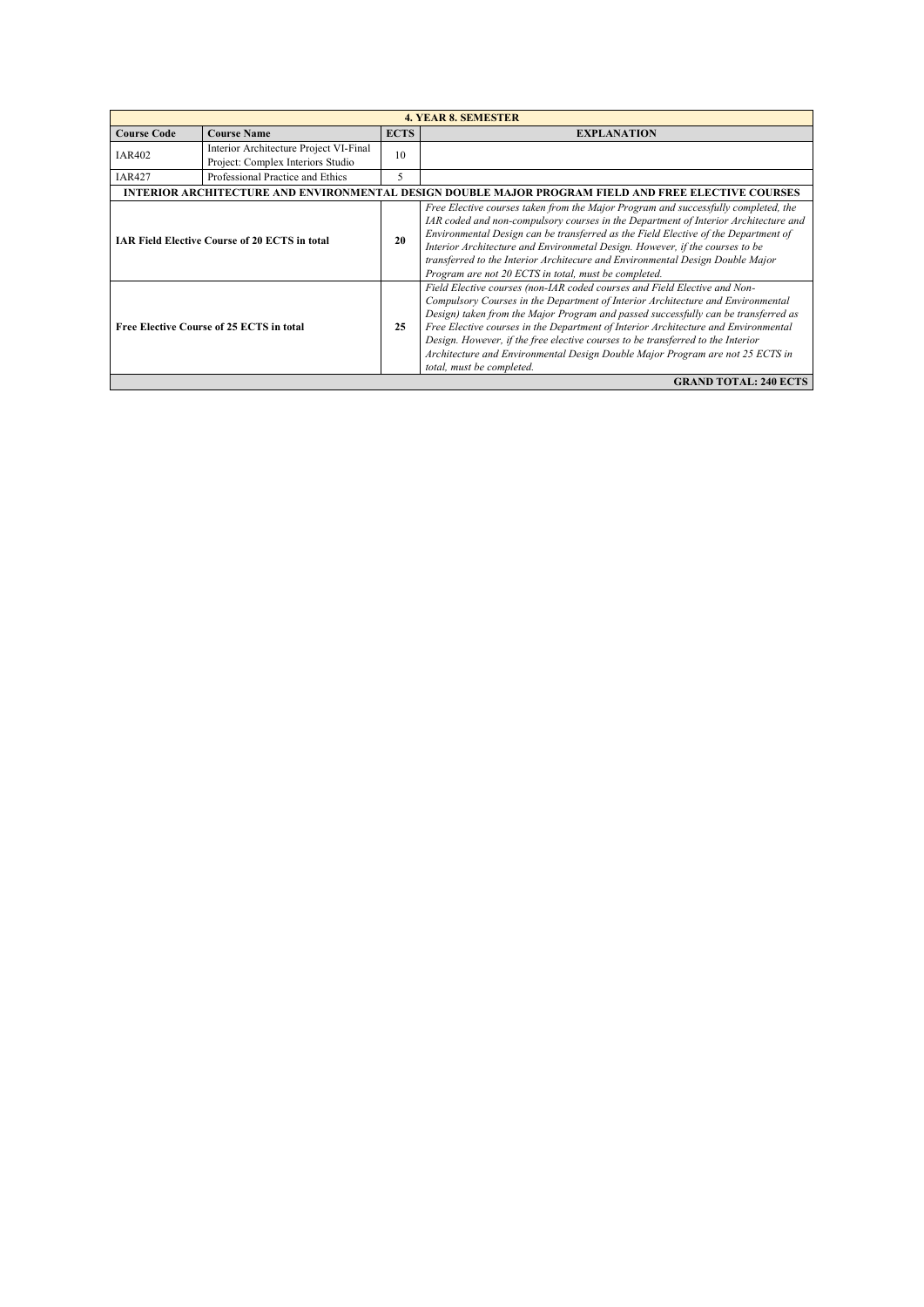| 4. YEAR 8. SEMESTER | | | |
|---|---|---|---|
| **Course Code** | **Course Name** | **ECTS** | **EXPLANATION** |
| IAR402 | Interior Architecture Project VI-Final Project: Complex Interiors Studio | 10 | |
| IAR427 | Professional Practice and Ethics | 5 | |
| **INTERIOR ARCHITECTURE AND ENVIRONMENTAL DESIGN DOUBLE MAJOR PROGRAM FIELD AND FREE ELECTIVE COURSES** | | | |
| **IAR Field Elective Course of 20 ECTS in total** | | **20** | *Free Elective courses taken from the Major Program and successfully completed, the IAR coded and non-compulsory courses in the Department of Interior Architecture and Environmental Design can be transferred as the Field Elective of the Department of Interior Architecture and Environmetal Design. However, if the courses to be transferred to the Interior Architecure and Environmental Design Double Major Program are not 20 ECTS in total, must be completed.* |
| **Free Elective Course of 25 ECTS in total** | | **25** | *Field Elective courses (non-IAR coded courses and Field Elective and Non-Compulsory Courses in the Department of Interior Architecture and Environmental Design) taken from the Major Program and passed successfully can be transferred as Free Elective courses in the Department of Interior Architecture and Environmental Design. However, if the free elective courses to be transferred to the Interior Architecture and Environmental Design Double Major Program are not 25 ECTS in total, must be completed.* |
| | | | **GRAND TOTAL: 240 ECTS** |